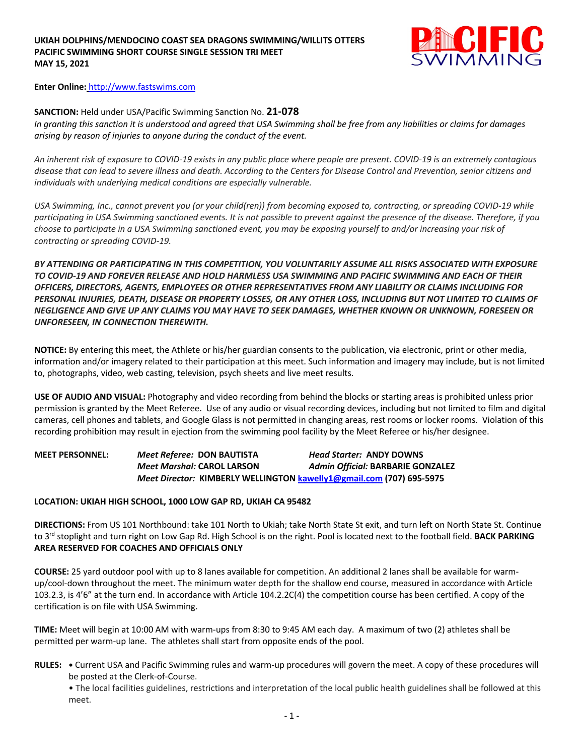**UKIAH DOLPHINS/MENDOCINO COAST SEA DRAGONS SWIMMING/WILLITS OTTERS**
**PACIFIC SWIMMING SHORT COURSE SINGLE SESSION TRI MEET**
**MAY 15, 2021**

**Enter Online:** http://www.fastswims.com

**SANCTION:** Held under USA/Pacific Swimming Sanction No. **21-078**
*In granting this sanction it is understood and agreed that USA Swimming shall be free from any liabilities or claims for damages arising by reason of injuries to anyone during the conduct of the event.*

*An inherent risk of exposure to COVID-19 exists in any public place where people are present. COVID-19 is an extremely contagious disease that can lead to severe illness and death. According to the Centers for Disease Control and Prevention, senior citizens and individuals with underlying medical conditions are especially vulnerable.*

*USA Swimming, Inc., cannot prevent you (or your child(ren)) from becoming exposed to, contracting, or spreading COVID-19 while participating in USA Swimming sanctioned events. It is not possible to prevent against the presence of the disease. Therefore, if you choose to participate in a USA Swimming sanctioned event, you may be exposing yourself to and/or increasing your risk of contracting or spreading COVID-19.*

***BY ATTENDING OR PARTICIPATING IN THIS COMPETITION, YOU VOLUNTARILY ASSUME ALL RISKS ASSOCIATED WITH EXPOSURE TO COVID-19 AND FOREVER RELEASE AND HOLD HARMLESS USA SWIMMING AND PACIFIC SWIMMING AND EACH OF THEIR OFFICERS, DIRECTORS, AGENTS, EMPLOYEES OR OTHER REPRESENTATIVES FROM ANY LIABILITY OR CLAIMS INCLUDING FOR PERSONAL INJURIES, DEATH, DISEASE OR PROPERTY LOSSES, OR ANY OTHER LOSS, INCLUDING BUT NOT LIMITED TO CLAIMS OF NEGLIGENCE AND GIVE UP ANY CLAIMS YOU MAY HAVE TO SEEK DAMAGES, WHETHER KNOWN OR UNKNOWN, FORESEEN OR UNFORESEEN, IN CONNECTION THEREWITH.***

**NOTICE:** By entering this meet, the Athlete or his/her guardian consents to the publication, via electronic, print or other media, information and/or imagery related to their participation at this meet. Such information and imagery may include, but is not limited to, photographs, video, web casting, television, psych sheets and live meet results.

**USE OF AUDIO AND VISUAL:** Photography and video recording from behind the blocks or starting areas is prohibited unless prior permission is granted by the Meet Referee. Use of any audio or visual recording devices, including but not limited to film and digital cameras, cell phones and tablets, and Google Glass is not permitted in changing areas, rest rooms or locker rooms. Violation of this recording prohibition may result in ejection from the swimming pool facility by the Meet Referee or his/her designee.

**MEET PERSONNEL:**
*Meet Referee:* **DON BAUTISTA**
*Head Starter:* **ANDY DOWNS**
*Meet Marshal:* **CAROL LARSON**
*Admin Official:* **BARBARIE GONZALEZ**
*Meet Director:* **KIMBERLY WELLINGTON** kawelly1@gmail.com **(707) 695-5975**

**LOCATION: UKIAH HIGH SCHOOL, 1000 LOW GAP RD, UKIAH CA 95482**

**DIRECTIONS:** From US 101 Northbound: take 101 North to Ukiah; take North State St exit, and turn left on North State St. Continue to 3rd stoplight and turn right on Low Gap Rd. High School is on the right. Pool is located next to the football field. **BACK PARKING AREA RESERVED FOR COACHES AND OFFICIALS ONLY**

**COURSE:** 25 yard outdoor pool with up to 8 lanes available for competition. An additional 2 lanes shall be available for warm-up/cool-down throughout the meet. The minimum water depth for the shallow end course, measured in accordance with Article 103.2.3, is 4'6" at the turn end. In accordance with Article 104.2.2C(4) the competition course has been certified. A copy of the certification is on file with USA Swimming.

**TIME:** Meet will begin at 10:00 AM with warm-ups from 8:30 to 9:45 AM each day. A maximum of two (2) athletes shall be permitted per warm-up lane. The athletes shall start from opposite ends of the pool.

**RULES:**
- Current USA and Pacific Swimming rules and warm-up procedures will govern the meet. A copy of these procedures will be posted at the Clerk-of-Course.
- The local facilities guidelines, restrictions and interpretation of the local public health guidelines shall be followed at this meet.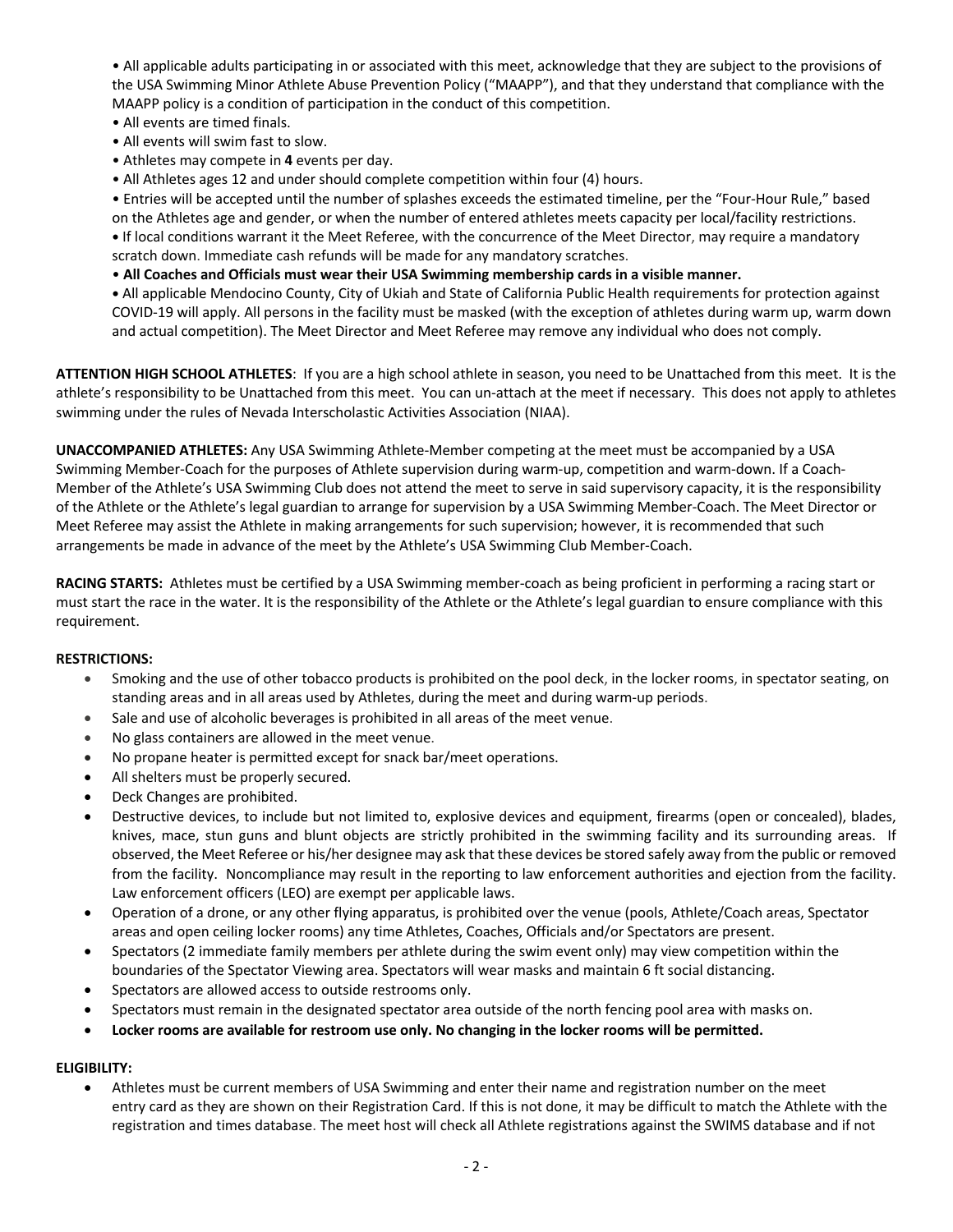- All applicable adults participating in or associated with this meet, acknowledge that they are subject to the provisions of the USA Swimming Minor Athlete Abuse Prevention Policy ("MAAPP"), and that they understand that compliance with the MAAPP policy is a condition of participation in the conduct of this competition.
- All events are timed finals.
- All events will swim fast to slow.
- Athletes may compete in **4** events per day.
- All Athletes ages 12 and under should complete competition within four (4) hours.
- Entries will be accepted until the number of splashes exceeds the estimated timeline, per the "Four-Hour Rule," based on the Athletes age and gender, or when the number of entered athletes meets capacity per local/facility restrictions.
- If local conditions warrant it the Meet Referee, with the concurrence of the Meet Director, may require a mandatory scratch down. Immediate cash refunds will be made for any mandatory scratches.
- **All Coaches and Officials must wear their USA Swimming membership cards in a visible manner.**
- All applicable Mendocino County, City of Ukiah and State of California Public Health requirements for protection against COVID-19 will apply. All persons in the facility must be masked (with the exception of athletes during warm up, warm down and actual competition). The Meet Director and Meet Referee may remove any individual who does not comply.

**ATTENTION HIGH SCHOOL ATHLETES**: If you are a high school athlete in season, you need to be Unattached from this meet. It is the athlete's responsibility to be Unattached from this meet. You can un-attach at the meet if necessary. This does not apply to athletes swimming under the rules of Nevada Interscholastic Activities Association (NIAA).

**UNACCOMPANIED ATHLETES:** Any USA Swimming Athlete-Member competing at the meet must be accompanied by a USA Swimming Member-Coach for the purposes of Athlete supervision during warm-up, competition and warm-down. If a Coach-Member of the Athlete's USA Swimming Club does not attend the meet to serve in said supervisory capacity, it is the responsibility of the Athlete or the Athlete's legal guardian to arrange for supervision by a USA Swimming Member-Coach. The Meet Director or Meet Referee may assist the Athlete in making arrangements for such supervision; however, it is recommended that such arrangements be made in advance of the meet by the Athlete's USA Swimming Club Member-Coach.

**RACING STARTS:** Athletes must be certified by a USA Swimming member-coach as being proficient in performing a racing start or must start the race in the water. It is the responsibility of the Athlete or the Athlete's legal guardian to ensure compliance with this requirement.

**RESTRICTIONS:**

- Smoking and the use of other tobacco products is prohibited on the pool deck, in the locker rooms, in spectator seating, on standing areas and in all areas used by Athletes, during the meet and during warm-up periods.
- Sale and use of alcoholic beverages is prohibited in all areas of the meet venue.
- No glass containers are allowed in the meet venue.
- No propane heater is permitted except for snack bar/meet operations.
- All shelters must be properly secured.
- Deck Changes are prohibited.
- Destructive devices, to include but not limited to, explosive devices and equipment, firearms (open or concealed), blades, knives, mace, stun guns and blunt objects are strictly prohibited in the swimming facility and its surrounding areas. If observed, the Meet Referee or his/her designee may ask that these devices be stored safely away from the public or removed from the facility. Noncompliance may result in the reporting to law enforcement authorities and ejection from the facility. Law enforcement officers (LEO) are exempt per applicable laws.
- Operation of a drone, or any other flying apparatus, is prohibited over the venue (pools, Athlete/Coach areas, Spectator areas and open ceiling locker rooms) any time Athletes, Coaches, Officials and/or Spectators are present.
- Spectators (2 immediate family members per athlete during the swim event only) may view competition within the boundaries of the Spectator Viewing area. Spectators will wear masks and maintain 6 ft social distancing.
- Spectators are allowed access to outside restrooms only.
- Spectators must remain in the designated spectator area outside of the north fencing pool area with masks on.
- **Locker rooms are available for restroom use only. No changing in the locker rooms will be permitted.**

**ELIGIBILITY:**

- Athletes must be current members of USA Swimming and enter their name and registration number on the meet entry card as they are shown on their Registration Card. If this is not done, it may be difficult to match the Athlete with the registration and times database. The meet host will check all Athlete registrations against the SWIMS database and if not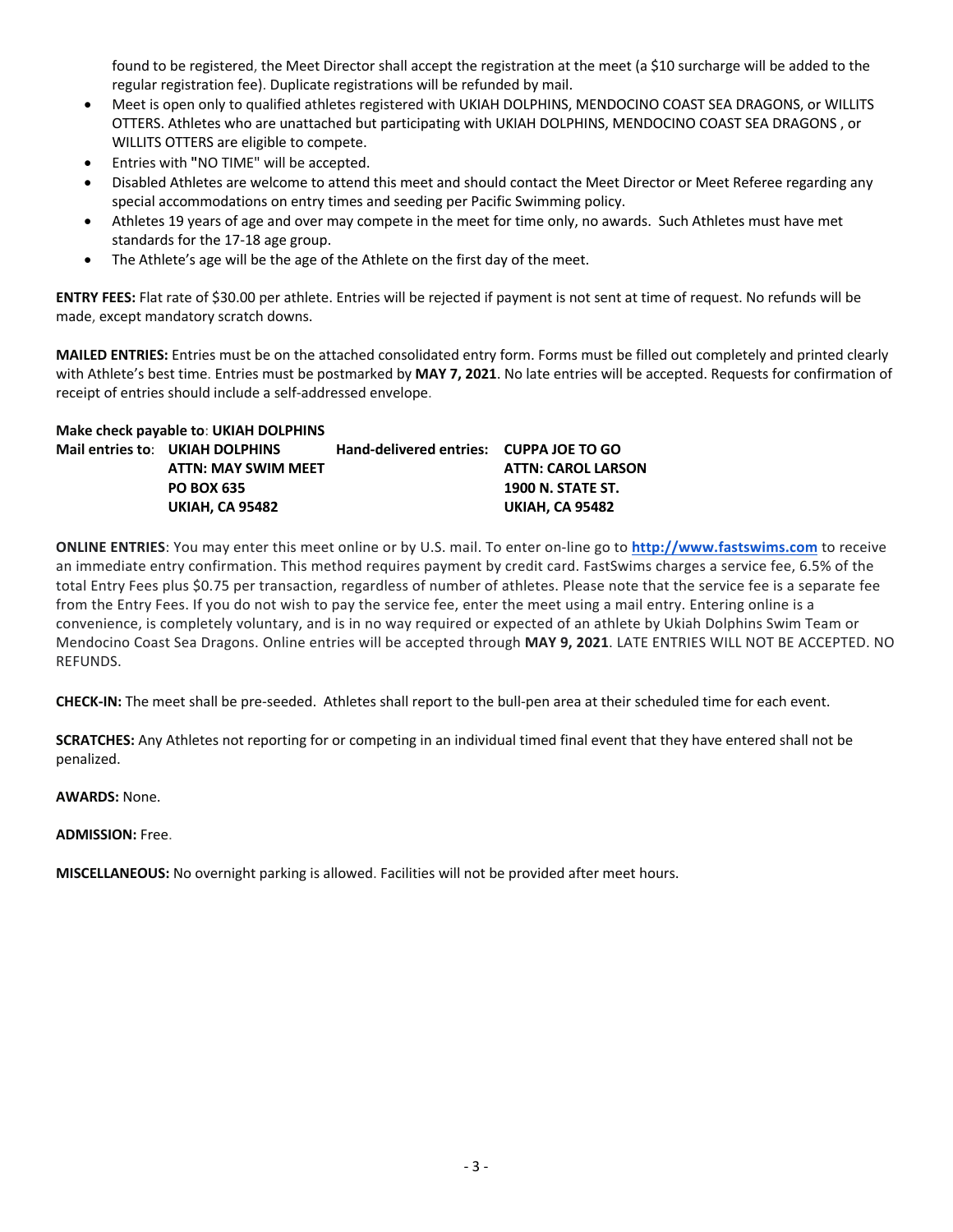found to be registered, the Meet Director shall accept the registration at the meet (a $10 surcharge will be added to the regular registration fee). Duplicate registrations will be refunded by mail.

- Meet is open only to qualified athletes registered with UKIAH DOLPHINS, MENDOCINO COAST SEA DRAGONS, or WILLITS OTTERS. Athletes who are unattached but participating with UKIAH DOLPHINS, MENDOCINO COAST SEA DRAGONS , or WILLITS OTTERS are eligible to compete.
- Entries with "NO TIME" will be accepted.
- Disabled Athletes are welcome to attend this meet and should contact the Meet Director or Meet Referee regarding any special accommodations on entry times and seeding per Pacific Swimming policy.
- Athletes 19 years of age and over may compete in the meet for time only, no awards. Such Athletes must have met standards for the 17-18 age group.
- The Athlete's age will be the age of the Athlete on the first day of the meet.

**ENTRY FEES:** Flat rate of $30.00 per athlete. Entries will be rejected if payment is not sent at time of request. No refunds will be made, except mandatory scratch downs.

**MAILED ENTRIES:** Entries must be on the attached consolidated entry form. Forms must be filled out completely and printed clearly with Athlete's best time. Entries must be postmarked by **MAY 7, 2021**. No late entries will be accepted. Requests for confirmation of receipt of entries should include a self-addressed envelope.

**Make check payable to**: **UKIAH DOLPHINS**

**Mail entries to**: **UKIAH DOLPHINS**
**ATTN: MAY SWIM MEET**
**PO BOX 635**
**UKIAH, CA 95482**

**Hand-delivered entries: CUPPA JOE TO GO**
**ATTN: CAROL LARSON**
**1900 N. STATE ST.**
**UKIAH, CA 95482**

**ONLINE ENTRIES**: You may enter this meet online or by U.S. mail. To enter on-line go to **http://www.fastswims.com** to receive an immediate entry confirmation. This method requires payment by credit card. FastSwims charges a service fee, 6.5% of the total Entry Fees plus $0.75 per transaction, regardless of number of athletes. Please note that the service fee is a separate fee from the Entry Fees. If you do not wish to pay the service fee, enter the meet using a mail entry. Entering online is a convenience, is completely voluntary, and is in no way required or expected of an athlete by Ukiah Dolphins Swim Team or Mendocino Coast Sea Dragons. Online entries will be accepted through **MAY 9, 2021**. LATE ENTRIES WILL NOT BE ACCEPTED. NO REFUNDS.

**CHECK-IN:** The meet shall be pre-seeded. Athletes shall report to the bull-pen area at their scheduled time for each event.

**SCRATCHES:** Any Athletes not reporting for or competing in an individual timed final event that they have entered shall not be penalized.

**AWARDS:** None.

**ADMISSION:** Free.

**MISCELLANEOUS:** No overnight parking is allowed. Facilities will not be provided after meet hours.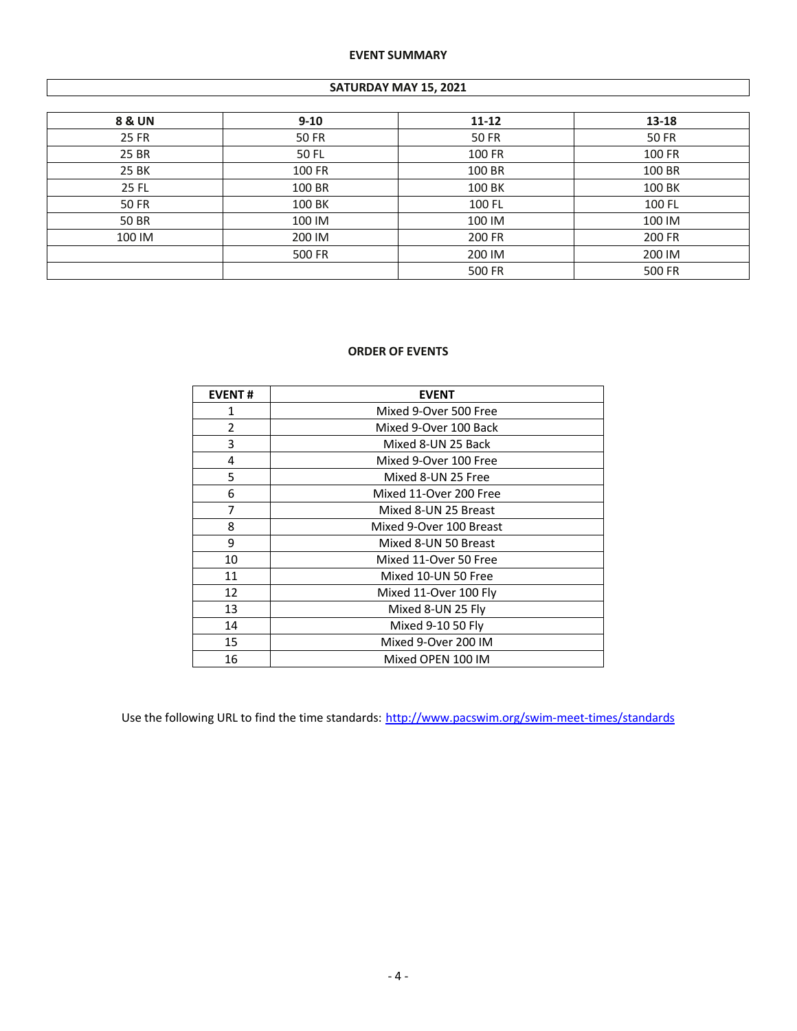## EVENT SUMMARY

**SATURDAY MAY 15, 2021**

| 8 & UN | 9-10 | 11-12 | 13-18 |
|---|---|---|---|
| 25 FR | 50 FR | 50 FR | 50 FR |
| 25 BR | 50 FL | 100 FR | 100 FR |
| 25 BK | 100 FR | 100 BR | 100 BR |
| 25 FL | 100 BR | 100 BK | 100 BK |
| 50 FR | 100 BK | 100 FL | 100 FL |
| 50 BR | 100 IM | 100 IM | 100 IM |
| 100 IM | 200 IM | 200 FR | 200 FR |
| | 500 FR | 200 IM | 200 IM |
| | | 500 FR | 500 FR |

## ORDER OF EVENTS

| EVENT # | EVENT |
|---|---|
| 1 | Mixed 9-Over 500 Free |
| 2 | Mixed 9-Over 100 Back |
| 3 | Mixed 8-UN 25 Back |
| 4 | Mixed 9-Over 100 Free |
| 5 | Mixed 8-UN 25 Free |
| 6 | Mixed 11-Over 200 Free |
| 7 | Mixed 8-UN 25 Breast |
| 8 | Mixed 9-Over 100 Breast |
| 9 | Mixed 8-UN 50 Breast |
| 10 | Mixed 11-Over 50 Free |
| 11 | Mixed 10-UN 50 Free |
| 12 | Mixed 11-Over 100 Fly |
| 13 | Mixed 8-UN 25 Fly |
| 14 | Mixed 9-10 50 Fly |
| 15 | Mixed 9-Over 200 IM |
| 16 | Mixed OPEN 100 IM |

Use the following URL to find the time standards: http://www.pacswim.org/swim-meet-times/standards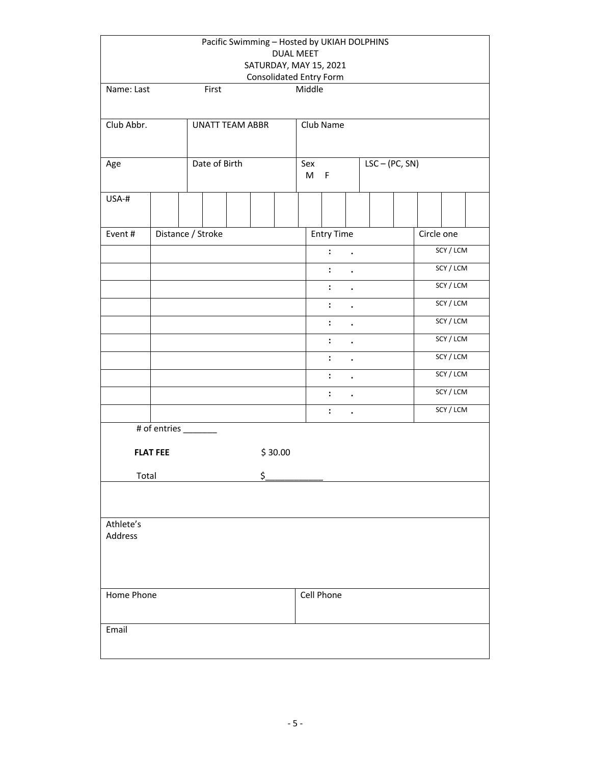Pacific Swimming – Hosted by UKIAH DOLPHINS
DUAL MEET
SATURDAY, MAY 15, 2021
Consolidated Entry Form

| Name: Last | First | Middle |
|---|---|---|
| | | |

| Club Abbr. | UNATT TEAM ABBR | Club Name |
|---|---|---|
| | | |

| Age | Date of Birth | Sex<br>M F | LSC – (PC, SN) |
|---|---|---|---|
| | | | |

| USA-# | | | | | | | | | | | | | | |
|---|---|---|---|---|---|---|---|---|---|---|---|---|---|---|

| Event # | Distance / Stroke | Entry Time | Circle one |
|---|---|---|---|
| | | : . | SCY / LCM |
| | | : . | SCY / LCM |
| | | : . | SCY / LCM |
| | | : . | SCY / LCM |
| | | : . | SCY / LCM |
| | | : . | SCY / LCM |
| | | : . | SCY / LCM |
| | | : . | SCY / LCM |
| | | : . | SCY / LCM |
| | | : . | SCY / LCM |

# of entries _______

**FLAT FEE** $ 30.00

Total $____________

Athlete's Address

| Home Phone | Cell Phone |
|---|---|
| | |

Email